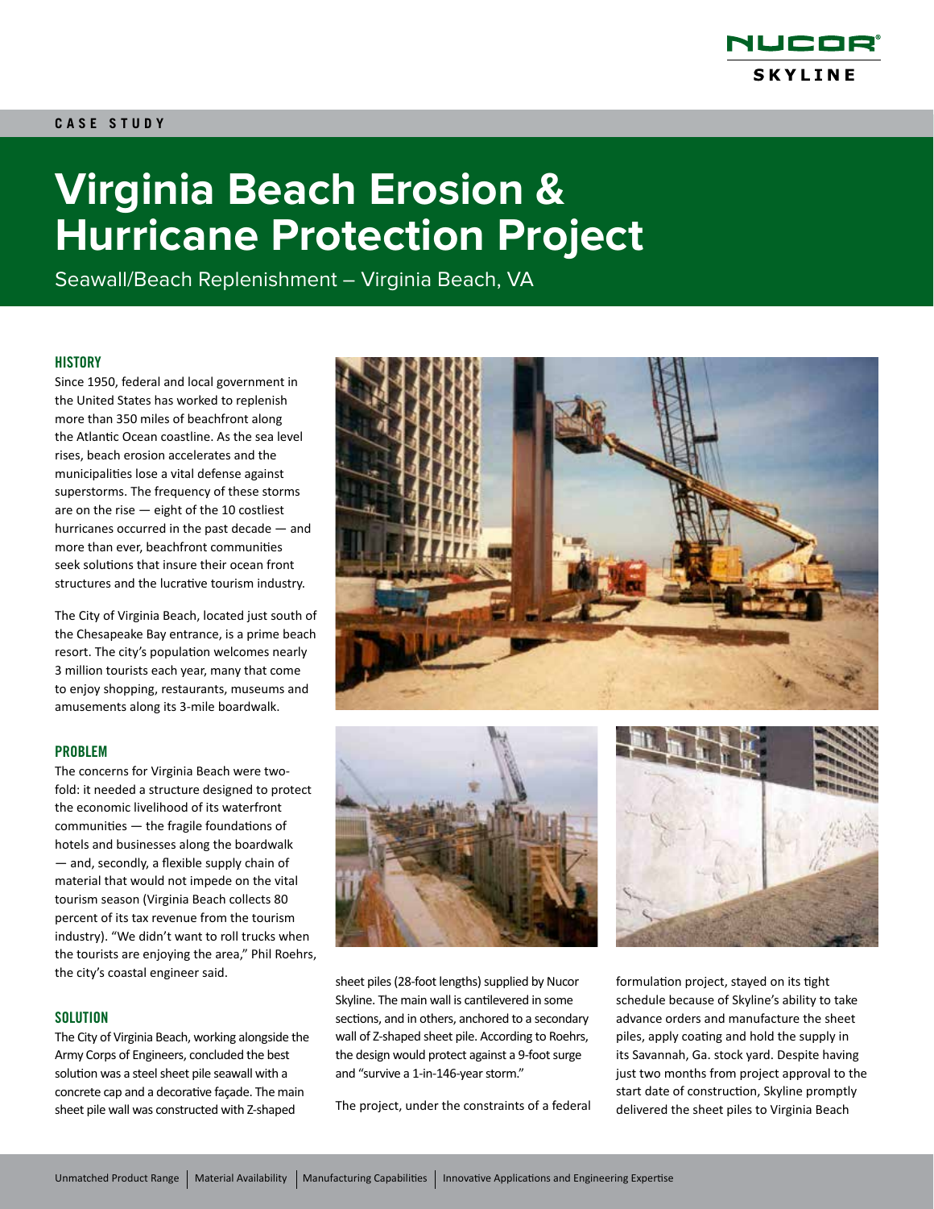CASE STUDY

# Virginia Beach Erosion & Hurricane Protection Project

Seawall/Beach Replenishment – Virginia Beach, VA

## HISTORY

Since 1950, federal and local government in the United States has worked to replenish more than 350 miles of beachfront along the Atlantic Ocean coastline. As the sea level rises, beach erosion accelerates and the municipalities lose a vital defense against superstorms. The frequency of these storms are on the rise — eight of the 10 costliest hurricanes occurred in the past decade — and more than ever, beachfront communities seek solutions that insure their ocean front structures and the lucrative tourism industry.

The City of Virginia Beach, located just south of the Chesapeake Bay entrance, is a prime beach resort. The city's population welcomes nearly 3 million tourists each year, many that come to enjoy shopping, restaurants, museums and amusements along its 3-mile boardwalk.

## PROBLEM

The concerns for Virginia Beach were two-fold: it needed a structure designed to protect the economic livelihood of its waterfront communities — the fragile foundations of hotels and businesses along the boardwalk — and, secondly, a flexible supply chain of material that would not impede on the vital tourism season (Virginia Beach collects 80 percent of its tax revenue from the tourism industry). "We didn't want to roll trucks when the tourists are enjoying the area," Phil Roehrs, the city's coastal engineer said.

## SOLUTION

The City of Virginia Beach, working alongside the Army Corps of Engineers, concluded the best solution was a steel sheet pile seawall with a concrete cap and a decorative façade. The main sheet pile wall was constructed with Z-shaped sheet piles (28-foot lengths) supplied by Nucor Skyline. The main wall is cantilevered in some sections, and in others, anchored to a secondary wall of Z-shaped sheet pile. According to Roehrs, the design would protect against a 9-foot surge and "survive a 1-in-146-year storm."

The project, under the constraints of a federal formulation project, stayed on its tight schedule because of Skyline's ability to take advance orders and manufacture the sheet piles, apply coating and hold the supply in its Savannah, Ga. stock yard. Despite having just two months from project approval to the start date of construction, Skyline promptly delivered the sheet piles to Virginia Beach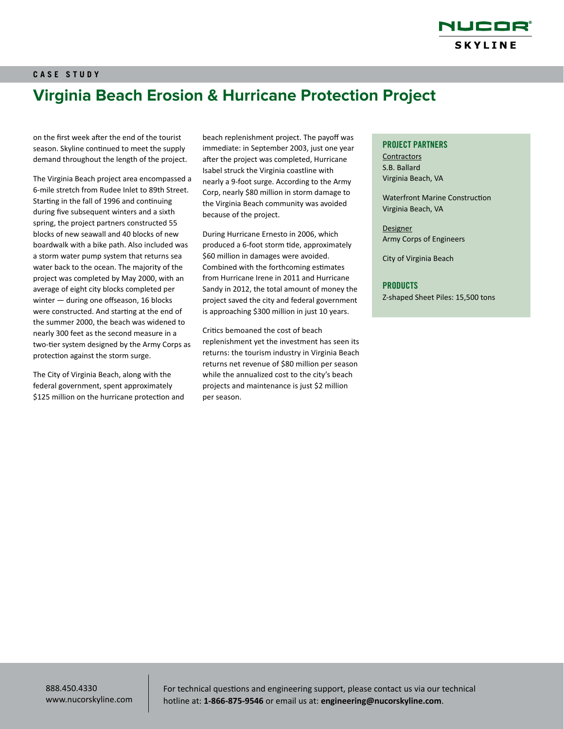# Virginia Beach Erosion & Hurricane Protection Project

on the first week after the end of the tourist season. Skyline continued to meet the supply demand throughout the length of the project.

The Virginia Beach project area encompassed a 6-mile stretch from Rudee Inlet to 89th Street. Starting in the fall of 1996 and continuing during five subsequent winters and a sixth spring, the project partners constructed 55 blocks of new seawall and 40 blocks of new boardwalk with a bike path. Also included was a storm water pump system that returns sea water back to the ocean. The majority of the project was completed by May 2000, with an average of eight city blocks completed per winter — during one offseason, 16 blocks were constructed. And starting at the end of the summer 2000, the beach was widened to nearly 300 feet as the second measure in a two-tier system designed by the Army Corps as protection against the storm surge.

The City of Virginia Beach, along with the federal government, spent approximately $125 million on the hurricane protection and beach replenishment project. The payoff was immediate: in September 2003, just one year after the project was completed, Hurricane Isabel struck the Virginia coastline with nearly a 9-foot surge. According to the Army Corp, nearly $80 million in storm damage to the Virginia Beach community was avoided because of the project.

During Hurricane Ernesto in 2006, which produced a 6-foot storm tide, approximately $60 million in damages were avoided. Combined with the forthcoming estimates from Hurricane Irene in 2011 and Hurricane Sandy in 2012, the total amount of money the project saved the city and federal government is approaching $300 million in just 10 years.

Critics bemoaned the cost of beach replenishment yet the investment has seen its returns: the tourism industry in Virginia Beach returns net revenue of $80 million per season while the annualized cost to the city's beach projects and maintenance is just $2 million per season.

## PROJECT PARTNERS

Contractors
S.B. Ballard
Virginia Beach, VA

Waterfront Marine Construction
Virginia Beach, VA

Designer
Army Corps of Engineers

City of Virginia Beach

## PRODUCTS

Z-shaped Sheet Piles: 15,500 tons

888.450.4330
www.nucorskyline.com

For technical questions and engineering support, please contact us via our technical hotline at: **1-866-875-9546** or email us at: **engineering@nucorskyline.com**.